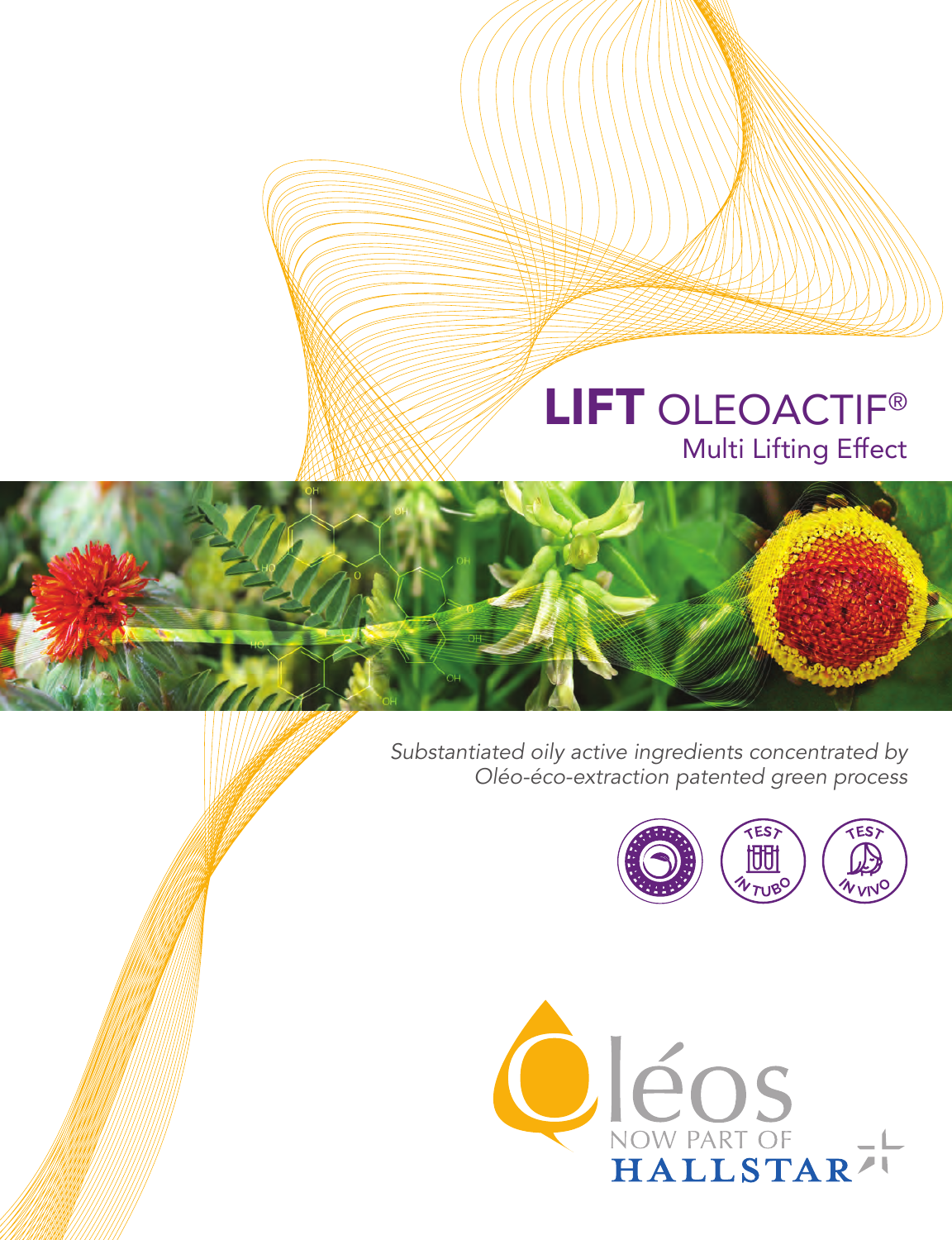# LIFT OLEOACTIF®

## Multi Lifting Effect

*Substantiated oily active ingredients concentrated by Oléo-éco-extraction patented green process*

TEST IN TUBO

TEST IN VIVO

Oléos NOW PART OF HALLSTAR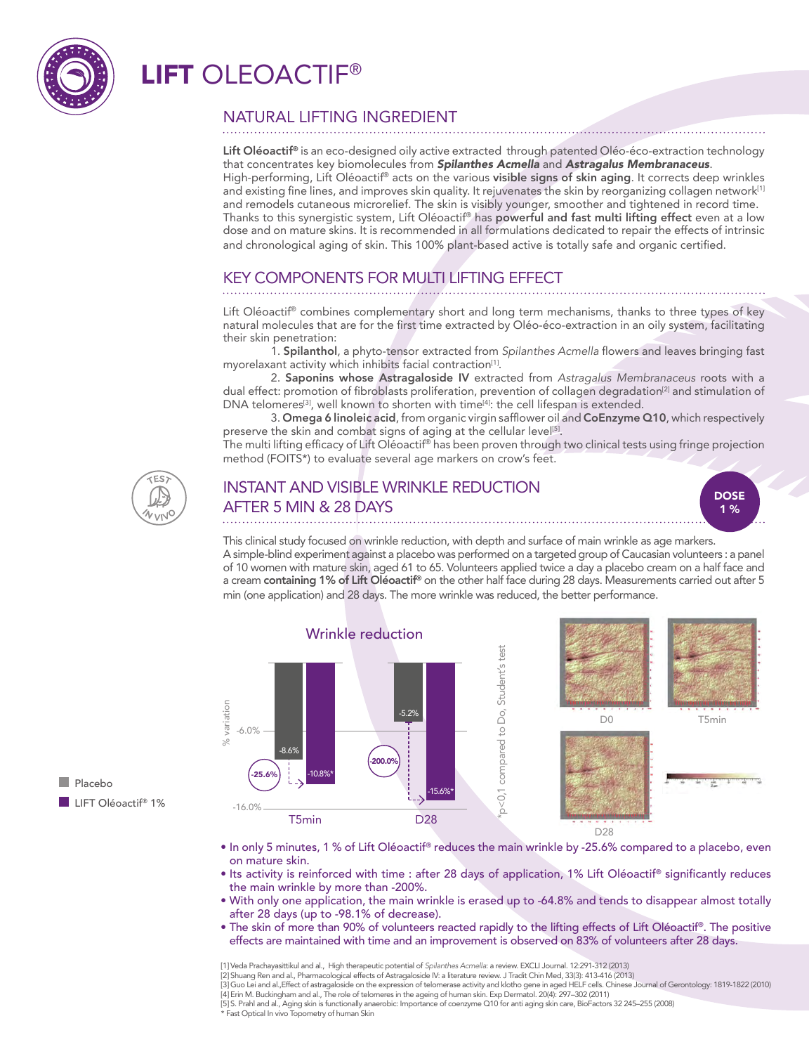# LIFT OLEOACTIF®

## NATURAL LIFTING INGREDIENT

**Lift Oléoactif®** is an eco-designed oily active extracted through patented Oléo-éco-extraction technology that concentrates key biomolecules from ***Spilanthes Acmella*** and ***Astragalus Membranaceus***.
High-performing, Lift Oléoactif® acts on the various **visible signs of skin aging**. It corrects deep wrinkles and existing fine lines, and improves skin quality. It rejuvenates the skin by reorganizing collagen network[1] and remodels cutaneous microrelief. The skin is visibly younger, smoother and tightened in record time. Thanks to this synergistic system, Lift Oléoactif® has **powerful and fast multi lifting effect** even at a low dose and on mature skins. It is recommended in all formulations dedicated to repair the effects of intrinsic and chronological aging of skin. This 100% plant-based active is totally safe and organic certified.

## KEY COMPONENTS FOR MULTI LIFTING EFFECT

Lift Oléoactif® combines complementary short and long term mechanisms, thanks to three types of key natural molecules that are for the first time extracted by Oléo-éco-extraction in an oily system, facilitating their skin penetration:

1. **Spilanthol**, a phyto-tensor extracted from *Spilanthes Acmella* flowers and leaves bringing fast myorelaxant activity which inhibits facial contraction[1].
2. **Saponins whose Astragaloside IV** extracted from *Astragalus Membranaceus* roots with a dual effect: promotion of fibroblasts proliferation, prevention of collagen degradation[2] and stimulation of DNA telomeres[3], well known to shorten with time[4]: the cell lifespan is extended.
3. **Omega 6 linoleic acid**, from organic virgin safflower oil and **CoEnzyme Q10**, which respectively preserve the skin and combat signs of aging at the cellular level[5].

The multi lifting efficacy of Lift Oléoactif® has been proven through two clinical tests using fringe projection method (FOITS*) to evaluate several age markers on crow's feet.

## INSTANT AND VISIBLE WRINKLE REDUCTION AFTER 5 MIN & 28 DAYS

TEST IN VIVO — DOSE 1 %

This clinical study focused on wrinkle reduction, with depth and surface of main wrinkle as age markers.
A simple-blind experiment against a placebo was performed on a targeted group of Caucasian volunteers : a panel of 10 women with mature skin, aged 61 to 65. Volunteers applied twice a day a placebo cream on a half face and a cream **containing 1% of Lift Oléoactif®** on the other half face during 28 days. Measurements carried out after 5 min (one application) and 28 days. The more wrinkle was reduced, the better performance.

**Wrinkle reduction** (% variation)

| | Placebo | LIFT Oléoactif® 1% | Difference vs placebo |
|---|---|---|---|
| T5min | -8.6% | -10.8%* | -25.6% |
| D28 | -5.2% | -15.6%* | -200.0% |

*p<0,1 compared to Do, Student's test

D0 — T5min — D28

- In only 5 minutes, 1 % of Lift Oléoactif® reduces the main wrinkle by -25.6% compared to a placebo, even on mature skin.
- Its activity is reinforced with time : after 28 days of application, 1% Lift Oléoactif® significantly reduces the main wrinkle by more than -200%.
- With only one application, the main wrinkle is erased up to -64.8% and tends to disappear almost totally after 28 days (up to -98.1% of decrease).
- The skin of more than 90% of volunteers reacted rapidly to the lifting effects of Lift Oléoactif®. The positive effects are maintained with time and an improvement is observed on 83% of volunteers after 28 days.

[1] Veda Prachayasittikul and al., High therapeutic potential of *Spilanthes Acmella*: a review. EXCLI Journal. 12:291-312 (2013)
[2] Shuang Ren and al., Pharmacological effects of Astragaloside IV: a literature review. J Tradit Chin Med, 33(3): 413-416 (2013)
[3] Guo Lei and al.,Effect of astragaloside on the expression of telomerase activity and klotho gene in aged HELF cells. Chinese Journal of Gerontology: 1819-1822 (2010)
[4] Erin M. Buckingham and al., The role of telomeres in the ageing of human skin. Exp Dermatol. 20(4): 297–302 (2011)
[5] S. Prahl and al., Aging skin is functionally anaerobic: Importance of coenzyme Q10 for anti aging skin care, BioFactors 32 245–255 (2008)
\* Fast Optical In vivo Topometry of human Skin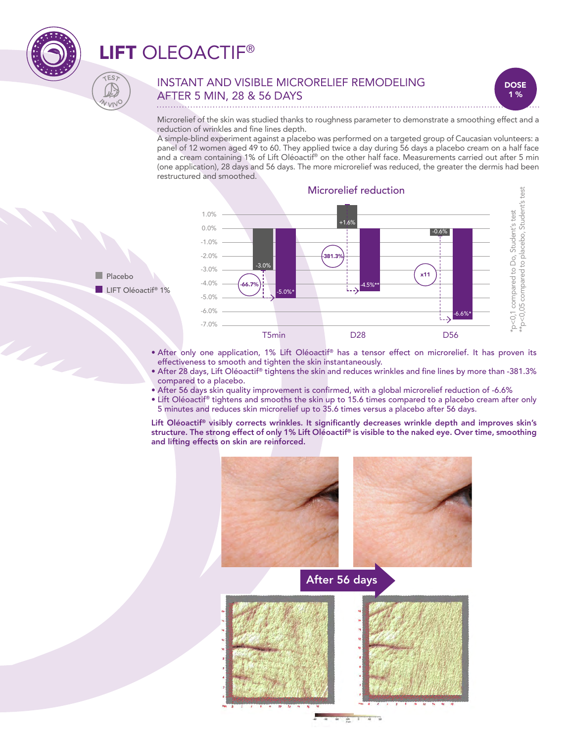# LIFT OLEOACTIF®

## INSTANT AND VISIBLE MICRORELIEF REMODELING AFTER 5 MIN, 28 & 56 DAYS

**DOSE 1 %**

Microrelief of the skin was studied thanks to roughness parameter to demonstrate a smoothing effect and a reduction of wrinkles and fine lines depth.

A simple-blind experiment against a placebo was performed on a targeted group of Caucasian volunteers: a panel of 12 women aged 49 to 60. They applied twice a day during 56 days a placebo cream on a half face and a cream containing 1% of Lift Oléoactif® on the other half face. Measurements carried out after 5 min (one application), 28 days and 56 days. The more microrelief was reduced, the greater the dermis had been restructured and smoothed.

**Microrelief reduction**

| | Placebo | LIFT Oléoactif® 1% | Difference |
|---|---|---|---|
| T5min | -3.0% | -5.0%* | -66.7% |
| D28 | +1.6% | -4.5%** | 381.3% |
| D56 | -0.6% | -6.6%* | x11 |

*p<0,1 compared to Do, Student's test
**p<0,05 compared to placebo, Student's test

- After only one application, 1% Lift Oléoactif® has a tensor effect on microrelief. It has proven its effectiveness to smooth and tighten the skin instantaneously.
- After 28 days, Lift Oléoactif® tightens the skin and reduces wrinkles and fine lines by more than -381.3% compared to a placebo.
- After 56 days skin quality improvement is confirmed, with a global microrelief reduction of -6.6%
- Lift Oléoactif® tightens and smooths the skin up to 15.6 times compared to a placebo cream after only 5 minutes and reduces skin microrelief up to 35.6 times versus a placebo after 56 days.

**Lift Oléoactif® visibly corrects wrinkles. It significantly decreases wrinkle depth and improves skin's structure. The strong effect of only 1% Lift Oléoactif® is visible to the naked eye. Over time, smoothing and lifting effects on skin are reinforced.**

After 56 days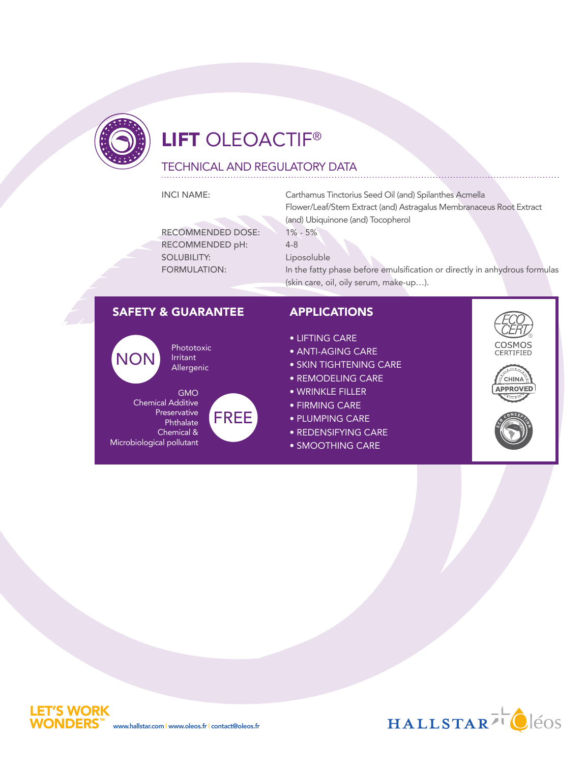# **LIFT** OLEOACTIF®

## TECHNICAL AND REGULATORY DATA

| | |
|---|---|
| INCI NAME: | Carthamus Tinctorius Seed Oil (and) Spilanthes Acmella Flower/Leaf/Stem Extract (and) Astragalus Membranaceus Root Extract (and) Ubiquinone (and) Tocopherol |
| RECOMMENDED DOSE: | 1% - 5% |
| RECOMMENDED pH: | 4-8 |
| SOLUBILITY: | Liposoluble |
| FORMULATION: | In the fatty phase before emulsification or directly in anhydrous formulas (skin care, oil, oily serum, make-up…). |

## SAFETY & GUARANTEE

**NON**
- Phototoxic
- Irritant
- Allergenic

**FREE**
- GMO
- Chemical Additive
- Preservative
- Phthalate
- Chemical & Microbiological pollutant

## APPLICATIONS

- LIFTING CARE
- ANTI-AGING CARE
- SKIN TIGHTENING CARE
- REMODELING CARE
- WRINKLE FILLER
- FIRMING CARE
- PLUMPING CARE
- REDENSIFYING CARE
- SMOOTHING CARE

ECO CERT® COSMOS CERTIFIED

CHINA APPROVED

ECO CONCEPTION

LET'S WORK WONDERS™

www.hallstar.com | www.oleos.fr | contact@oleos.fr

HALLSTAR Oléos